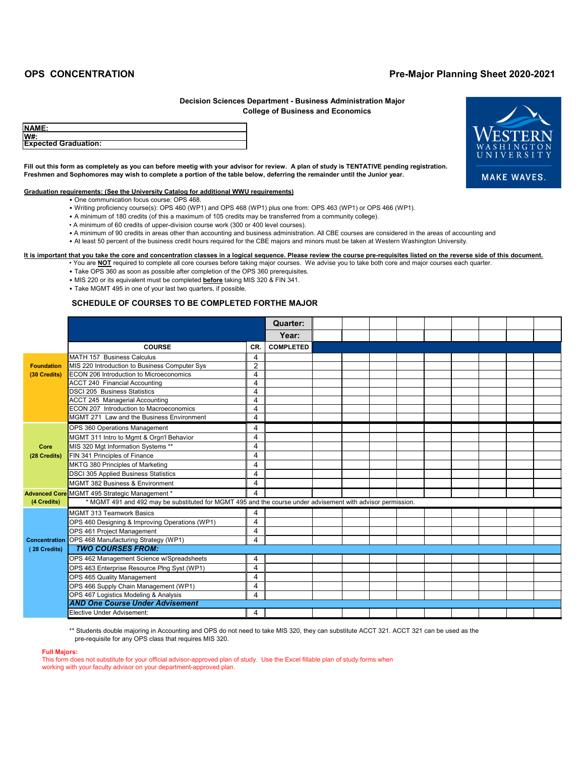# OPS CONCENTRATION

## Pre-Major Planning Sheet 2020-2021

**Decision Sciences Department - Business Administration Major**
**College of Business and Economics**

| |
|---|
| **NAME:** |
| **W#:** |
| **Expected Graduation:** |

WESTERN WASHINGTON UNIVERSITY
MAKE WAVES.

**Fill out this form as completely as you can before meetig with your advisor for review. A plan of study is TENTATIVE pending registration. Freshmen and Sophomores may wish to complete a portion of the table below, deferring the remainder until the Junior year.**

**Graduation requirements: (See the University Catalog for additional WWU requirements)**

- One communication focus course: OPS 468.
- Writing proficiency course(s): OPS 460 (WP1) and OPS 468 (WP1) plus one from: OPS 463 (WP1) or OPS 466 (WP1).
- A minimum of 180 credits (of this a maximum of 105 credits may be transferred from a community college).
- A minimum of 60 credits of upper-division course work (300 or 400 level courses).
- A minimum of 90 credits in areas other than accounting and business administration. All CBE courses are considered in the areas of accounting and
- At least 50 percent of the business credit hours required for the CBE majors and minors must be taken at Western Washington University.

**It is important that you take the core and concentration classes in a logical sequence. Please review the course pre-requisites listed on the reverse side of this document.**

- You are **NOT** required to complete all core courses before taking major courses. We advise you to take both core and major courses each quarter.
- Take OPS 360 as soon as possible after completion of the OPS 360 prerequisites.
- MIS 220 or its equivalent must be completed **before** taking MIS 320 & FIN 341.
- Take MGMT 495 in one of your last two quarters, if possible.

### SCHEDULE OF COURSES TO BE COMPLETED FORTHE MAJOR

| | | | **Quarter:** | | | | | | | | | |
|---|---|---|---|---|---|---|---|---|---|---|---|---|
| | | | **Year:** | | | | | | | | | |
| | **COURSE** | **CR.** | **COMPLETED** | | | | | | | | | |
| **Foundation (30 Credits)** | MATH 157 Business Calculus | 4 | | | | | | | | | | |
| | MIS 220 Introduction to Business Computer Sys | 2 | | | | | | | | | | |
| | ECON 206 Introduction to Microeconomics | 4 | | | | | | | | | | |
| | ACCT 240 Financial Accounting | 4 | | | | | | | | | | |
| | DSCI 205 Business Statistics | 4 | | | | | | | | | | |
| | ACCT 245 Managerial Accounting | 4 | | | | | | | | | | |
| | ECON 207 Introduction to Macroeconomics | 4 | | | | | | | | | | |
| | MGMT 271 Law and the Business Environment | 4 | | | | | | | | | | |
| **Core (28 Credits)** | OPS 360 Operations Management | 4 | | | | | | | | | | |
| | MGMT 311 Intro to Mgmt & Orgn'l Behavior | 4 | | | | | | | | | | |
| | MIS 320 Mgt Information Systems ** | 4 | | | | | | | | | | |
| | FIN 341 Principles of Finance | 4 | | | | | | | | | | |
| | MKTG 380 Principles of Marketing | 4 | | | | | | | | | | |
| | DSCI 305 Applied Business Statistics | 4 | | | | | | | | | | |
| | MGMT 382 Business & Environment | 4 | | | | | | | | | | |
| **Advanced Core (4 Credits)** | MGMT 495 Strategic Management * | 4 | | | | | | | | | | |
| | * MGMT 491 and 492 may be substituted for MGMT 495 and the course under advisement with advisor permission. | | | | | | | | | | | |
| **Concentration (28 Credits)** | MGMT 313 Teamwork Basics | 4 | | | | | | | | | | |
| | OPS 460 Designing & Improving Operations (WP1) | 4 | | | | | | | | | | |
| | OPS 461 Project Management | 4 | | | | | | | | | | |
| | OPS 468 Manufacturing Strategy (WP1) | 4 | | | | | | | | | | |
| | ***TWO COURSES FROM:*** | | | | | | | | | | | |
| | OPS 462 Management Science w/Spreadsheets | 4 | | | | | | | | | | |
| | OPS 463 Enterprise Resource Plng Syst (WP1) | 4 | | | | | | | | | | |
| | OPS 465 Quality Management | 4 | | | | | | | | | | |
| | OPS 466 Supply Chain Management (WP1) | 4 | | | | | | | | | | |
| | OPS 467 Logistics Modeling & Analysis | 4 | | | | | | | | | | |
| | ***AND One Course Under Advisement*** | | | | | | | | | | | |
| | Elective Under Advisement: | 4 | | | | | | | | | | |

** Students double majoring in Accounting and OPS do not need to take MIS 320, they can substitute ACCT 321. ACCT 321 can be used as the pre-requisite for any OPS class that requires MIS 320.

**Full Majors:**
This form does not substitute for your official advisor-approved plan of study. Use the Excel fillable plan of study forms when working with your faculty advisor on your department-approved plan.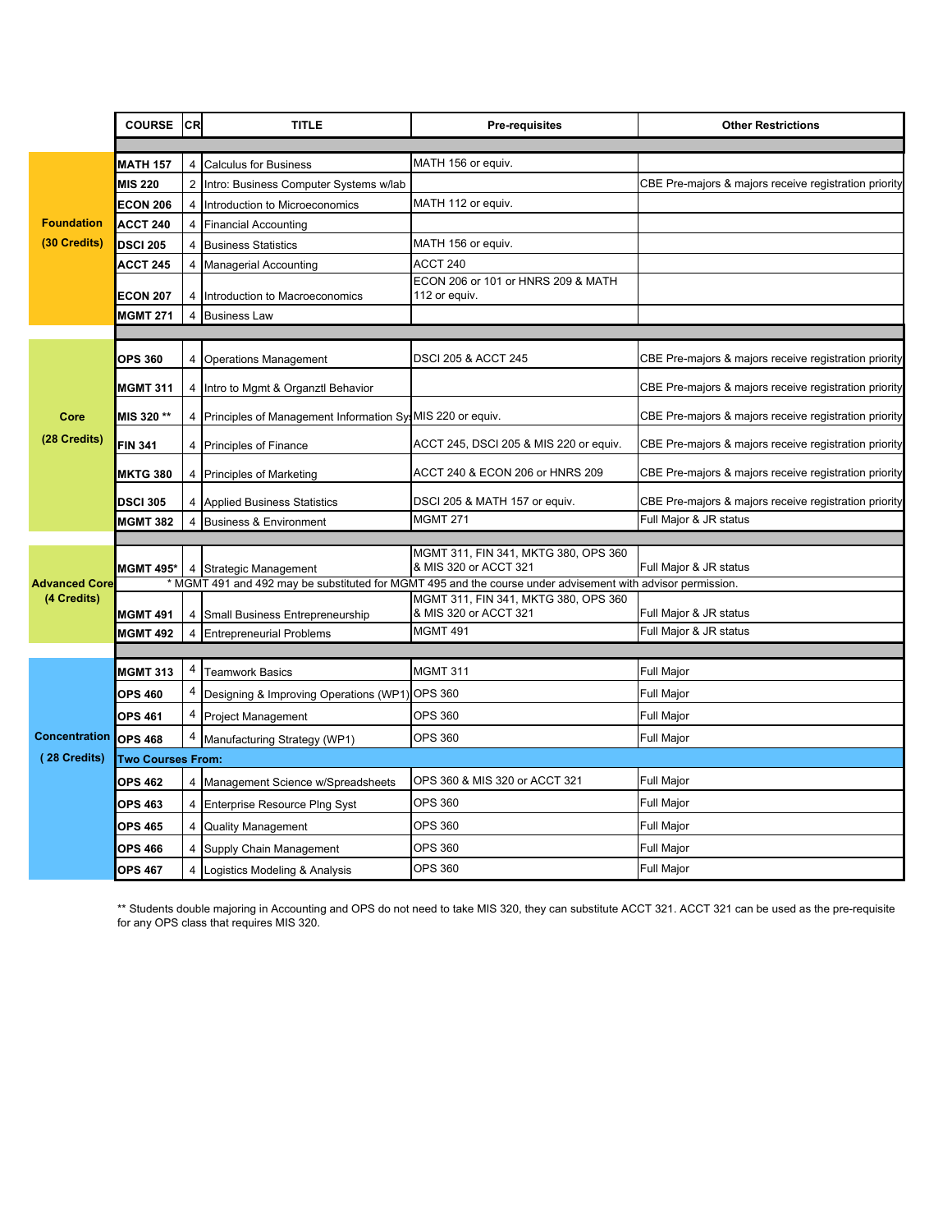| | COURSE | CR | TITLE | Pre-requisites | Other Restrictions |
|---|---|---|---|---|---|
| **Foundation (30 Credits)** | **MATH 157** | 4 | Calculus for Business | MATH 156 or equiv. | |
| | **MIS 220** | 2 | Intro: Business Computer Systems w/lab | | CBE Pre-majors & majors receive registration priority |
| | **ECON 206** | 4 | Introduction to Microeconomics | MATH 112 or equiv. | |
| | **ACCT 240** | 4 | Financial Accounting | | |
| | **DSCI 205** | 4 | Business Statistics | MATH 156 or equiv. | |
| | **ACCT 245** | 4 | Managerial Accounting | ACCT 240 | |
| | **ECON 207** | 4 | Introduction to Macroeconomics | ECON 206 or 101 or HNRS 209 & MATH 112 or equiv. | |
| | **MGMT 271** | 4 | Business Law | | |
| **Core (28 Credits)** | **OPS 360** | 4 | Operations Management | DSCI 205 & ACCT 245 | CBE Pre-majors & majors receive registration priority |
| | **MGMT 311** | 4 | Intro to Mgmt & Organztl Behavior | | CBE Pre-majors & majors receive registration priority |
| | **MIS 320 \*\*** | 4 | Principles of Management Information Sy | MIS 220 or equiv. | CBE Pre-majors & majors receive registration priority |
| | **FIN 341** | 4 | Principles of Finance | ACCT 245, DSCI 205 & MIS 220 or equiv. | CBE Pre-majors & majors receive registration priority |
| | **MKTG 380** | 4 | Principles of Marketing | ACCT 240 & ECON 206 or HNRS 209 | CBE Pre-majors & majors receive registration priority |
| | **DSCI 305** | 4 | Applied Business Statistics | DSCI 205 & MATH 157 or equiv. | CBE Pre-majors & majors receive registration priority |
| | **MGMT 382** | 4 | Business & Environment | MGMT 271 | Full Major & JR status |
| **Advanced Core (4 Credits)** | **MGMT 495\*** | 4 | Strategic Management | MGMT 311, FIN 341, MKTG 380, OPS 360 & MIS 320 or ACCT 321 | Full Major & JR status |
| | \* MGMT 491 and 492 may be substituted for MGMT 495 and the course under advisement with advisor permission. | | | | |
| | **MGMT 491** | 4 | Small Business Entrepreneurship | MGMT 311, FIN 341, MKTG 380, OPS 360 & MIS 320 or ACCT 321 | Full Major & JR status |
| | **MGMT 492** | 4 | Entrepreneurial Problems | MGMT 491 | Full Major & JR status |
| **Concentration (28 Credits)** | **MGMT 313** | 4 | Teamwork Basics | MGMT 311 | Full Major |
| | **OPS 460** | 4 | Designing & Improving Operations (WP1) | OPS 360 | Full Major |
| | **OPS 461** | 4 | Project Management | OPS 360 | Full Major |
| | **OPS 468** | 4 | Manufacturing Strategy (WP1) | OPS 360 | Full Major |
| | **Two Courses From:** | | | | |
| | **OPS 462** | 4 | Management Science w/Spreadsheets | OPS 360 & MIS 320 or ACCT 321 | Full Major |
| | **OPS 463** | 4 | Enterprise Resource Plng Syst | OPS 360 | Full Major |
| | **OPS 465** | 4 | Quality Management | OPS 360 | Full Major |
| | **OPS 466** | 4 | Supply Chain Management | OPS 360 | Full Major |
| | **OPS 467** | 4 | Logistics Modeling & Analysis | OPS 360 | Full Major |

\*\* Students double majoring in Accounting and OPS do not need to take MIS 320, they can substitute ACCT 321. ACCT 321 can be used as the pre-requisite for any OPS class that requires MIS 320.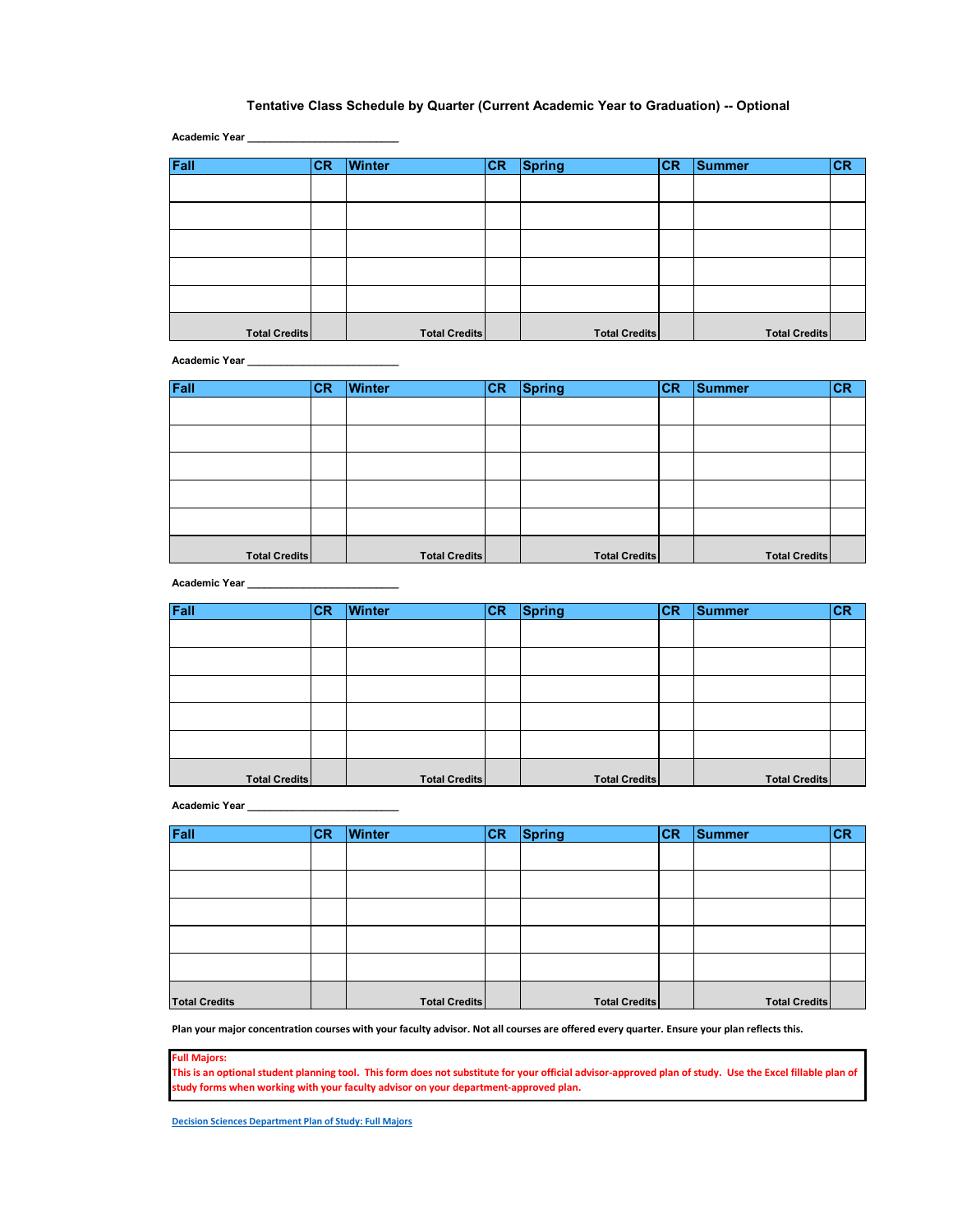**Tentative Class Schedule by Quarter (Current Academic Year to Graduation) -- Optional**

**Academic Year** ___________________________

| Fall | CR | Winter | CR | Spring | CR | Summer | CR |
|---|---|---|---|---|---|---|---|
| | | | | | | | |
| | | | | | | | |
| | | | | | | | |
| | | | | | | | |
| | | | | | | | |
| Total Credits | | Total Credits | | Total Credits | | Total Credits | |

**Academic Year** ___________________________

| Fall | CR | Winter | CR | Spring | CR | Summer | CR |
|---|---|---|---|---|---|---|---|
| | | | | | | | |
| | | | | | | | |
| | | | | | | | |
| | | | | | | | |
| | | | | | | | |
| Total Credits | | Total Credits | | Total Credits | | Total Credits | |

**Academic Year** ___________________________

| Fall | CR | Winter | CR | Spring | CR | Summer | CR |
|---|---|---|---|---|---|---|---|
| | | | | | | | |
| | | | | | | | |
| | | | | | | | |
| | | | | | | | |
| | | | | | | | |
| Total Credits | | Total Credits | | Total Credits | | Total Credits | |

**Academic Year** ___________________________

| Fall | CR | Winter | CR | Spring | CR | Summer | CR |
|---|---|---|---|---|---|---|---|
| | | | | | | | |
| | | | | | | | |
| | | | | | | | |
| | | | | | | | |
| | | | | | | | |
| Total Credits | | Total Credits | | Total Credits | | Total Credits | |

**Plan your major concentration courses with your faculty advisor. Not all courses are offered every quarter. Ensure your plan reflects this.**

**Full Majors:**
**This is an optional student planning tool. This form does not substitute for your official advisor-approved plan of study. Use the Excel fillable plan of study forms when working with your faculty advisor on your department-approved plan.**

**Decision Sciences Department Plan of Study: Full Majors**